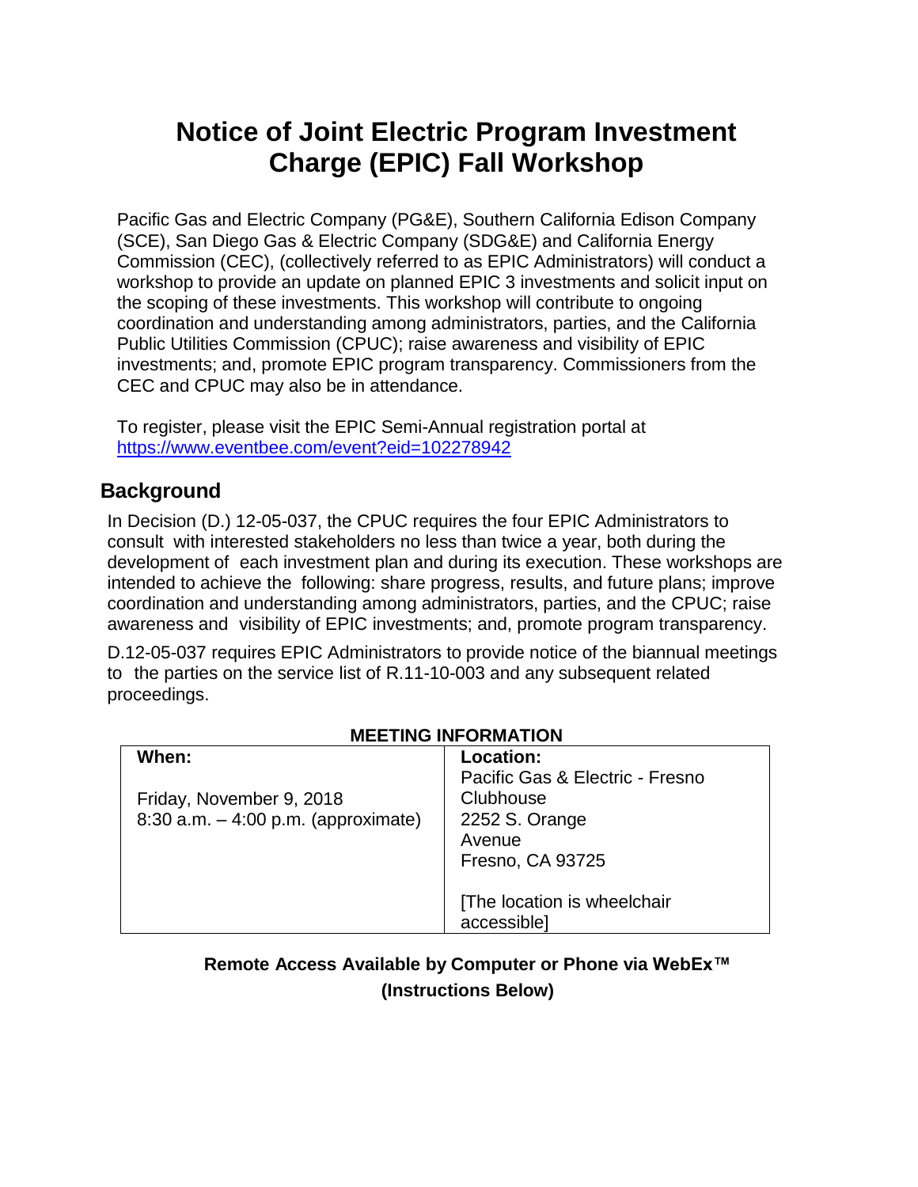# Notice of Joint Electric Program Investment Charge (EPIC) Fall Workshop

Pacific Gas and Electric Company (PG&E), Southern California Edison Company (SCE), San Diego Gas & Electric Company (SDG&E) and California Energy Commission (CEC), (collectively referred to as EPIC Administrators) will conduct a workshop to provide an update on planned EPIC 3 investments and solicit input on the scoping of these investments. This workshop will contribute to ongoing coordination and understanding among administrators, parties, and the California Public Utilities Commission (CPUC); raise awareness and visibility of EPIC investments; and, promote EPIC program transparency. Commissioners from the CEC and CPUC may also be in attendance.

To register, please visit the EPIC Semi-Annual registration portal at [https://www.eventbee.com/event?eid=102278942](https://www.eventbee.com/event?eid=102278942)

## Background

In Decision (D.) 12-05-037, the CPUC requires the four EPIC Administrators to consult with interested stakeholders no less than twice a year, both during the development of each investment plan and during its execution. These workshops are intended to achieve the following: share progress, results, and future plans; improve coordination and understanding among administrators, parties, and the CPUC; raise awareness and visibility of EPIC investments; and, promote program transparency.

D.12-05-037 requires EPIC Administrators to provide notice of the biannual meetings to the parties on the service list of R.11-10-003 and any subsequent related proceedings.

**MEETING INFORMATION**

| **When:** | **Location:** |
|---|---|
| Friday, November 9, 2018<br>8:30 a.m. – 4:00 p.m. (approximate) | Pacific Gas & Electric - Fresno Clubhouse<br>2252 S. Orange Avenue<br>Fresno, CA 93725<br><br>[The location is wheelchair accessible] |

**Remote Access Available by Computer or Phone via WebEx™**
**(Instructions Below)**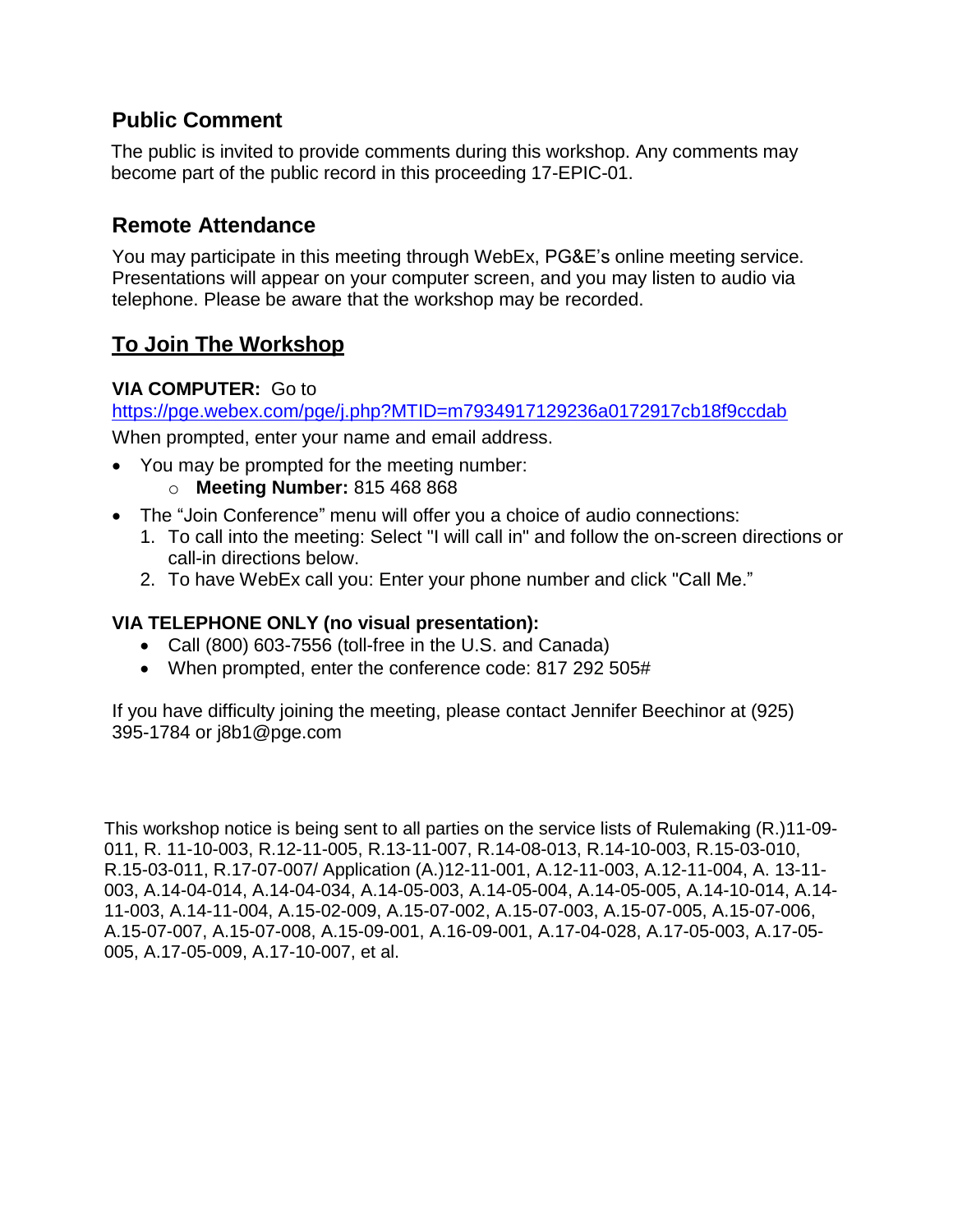## Public Comment

The public is invited to provide comments during this workshop. Any comments may become part of the public record in this proceeding 17-EPIC-01.

## Remote Attendance

You may participate in this meeting through WebEx, PG&E's online meeting service. Presentations will appear on your computer screen, and you may listen to audio via telephone. Please be aware that the workshop may be recorded.

## To Join The Workshop

**VIA COMPUTER:** Go to
https://pge.webex.com/pge/j.php?MTID=m7934917129236a0172917cb18f9ccdab

When prompted, enter your name and email address.

- You may be prompted for the meeting number:
  - **Meeting Number:** 815 468 868
- The "Join Conference" menu will offer you a choice of audio connections:
  1. To call into the meeting: Select "I will call in" and follow the on-screen directions or call-in directions below.
  2. To have WebEx call you: Enter your phone number and click "Call Me."

**VIA TELEPHONE ONLY (no visual presentation):**

- Call (800) 603-7556 (toll-free in the U.S. and Canada)
- When prompted, enter the conference code: 817 292 505#

If you have difficulty joining the meeting, please contact Jennifer Beechinor at (925) 395-1784 or j8b1@pge.com

This workshop notice is being sent to all parties on the service lists of Rulemaking (R.)11-09-011, R. 11-10-003, R.12-11-005, R.13-11-007, R.14-08-013, R.14-10-003, R.15-03-010, R.15-03-011, R.17-07-007/ Application (A.)12-11-001, A.12-11-003, A.12-11-004, A. 13-11-003, A.14-04-014, A.14-04-034, A.14-05-003, A.14-05-004, A.14-05-005, A.14-10-014, A.14-11-003, A.14-11-004, A.15-02-009, A.15-07-002, A.15-07-003, A.15-07-005, A.15-07-006, A.15-07-007, A.15-07-008, A.15-09-001, A.16-09-001, A.17-04-028, A.17-05-003, A.17-05-005, A.17-05-009, A.17-10-007, et al.